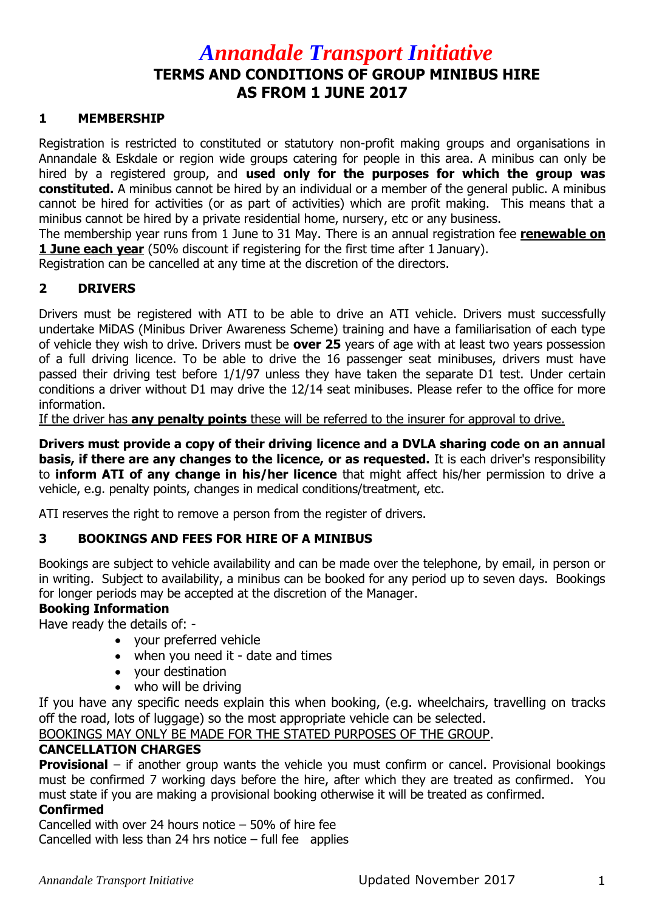# *Annandale Transport Initiative*

## TERMS AND CONDITIONS OF GROUP MINIBUS HIRE AS FROM 1 JUNE 2017

### 1 MEMBERSHIP

Registration is restricted to constituted or statutory non-profit making groups and organisations in Annandale & Eskdale or region wide groups catering for people in this area. A minibus can only be hired by a registered group, and **used only for the purposes for which the group was constituted.** A minibus cannot be hired by an individual or a member of the general public. A minibus cannot be hired for activities (or as part of activities) which are profit making. This means that a minibus cannot be hired by a private residential home, nursery, etc or any business.

The membership year runs from 1 June to 31 May. There is an annual registration fee **<u>renewable on 1 June each year</u>** (50% discount if registering for the first time after 1 January).

Registration can be cancelled at any time at the discretion of the directors.

### 2 DRIVERS

Drivers must be registered with ATI to be able to drive an ATI vehicle. Drivers must successfully undertake MiDAS (Minibus Driver Awareness Scheme) training and have a familiarisation of each type of vehicle they wish to drive. Drivers must be **over 25** years of age with at least two years possession of a full driving licence. To be able to drive the 16 passenger seat minibuses, drivers must have passed their driving test before 1/1/97 unless they have taken the separate D1 test. Under certain conditions a driver without D1 may drive the 12/14 seat minibuses. Please refer to the office for more information.

<u>If the driver has **any penalty points** these will be referred to the insurer for approval to drive.</u>

**Drivers must provide a copy of their driving licence and a DVLA sharing code on an annual basis, if there are any changes to the licence, or as requested.** It is each driver's responsibility to **inform ATI of any change in his/her licence** that might affect his/her permission to drive a vehicle, e.g. penalty points, changes in medical conditions/treatment, etc.

ATI reserves the right to remove a person from the register of drivers.

### 3 BOOKINGS AND FEES FOR HIRE OF A MINIBUS

Bookings are subject to vehicle availability and can be made over the telephone, by email, in person or in writing. Subject to availability, a minibus can be booked for any period up to seven days. Bookings for longer periods may be accepted at the discretion of the Manager.

**Booking Information**

Have ready the details of: -

- your preferred vehicle
- when you need it - date and times
- your destination
- who will be driving

If you have any specific needs explain this when booking, (e.g. wheelchairs, travelling on tracks off the road, lots of luggage) so the most appropriate vehicle can be selected.

<u>BOOKINGS MAY ONLY BE MADE FOR THE STATED PURPOSES OF THE GROUP</u>.

**CANCELLATION CHARGES**

**Provisional** – if another group wants the vehicle you must confirm or cancel. Provisional bookings must be confirmed 7 working days before the hire, after which they are treated as confirmed. You must state if you are making a provisional booking otherwise it will be treated as confirmed.

**Confirmed**

Cancelled with over 24 hours notice – 50% of hire fee
Cancelled with less than 24 hrs notice – full fee applies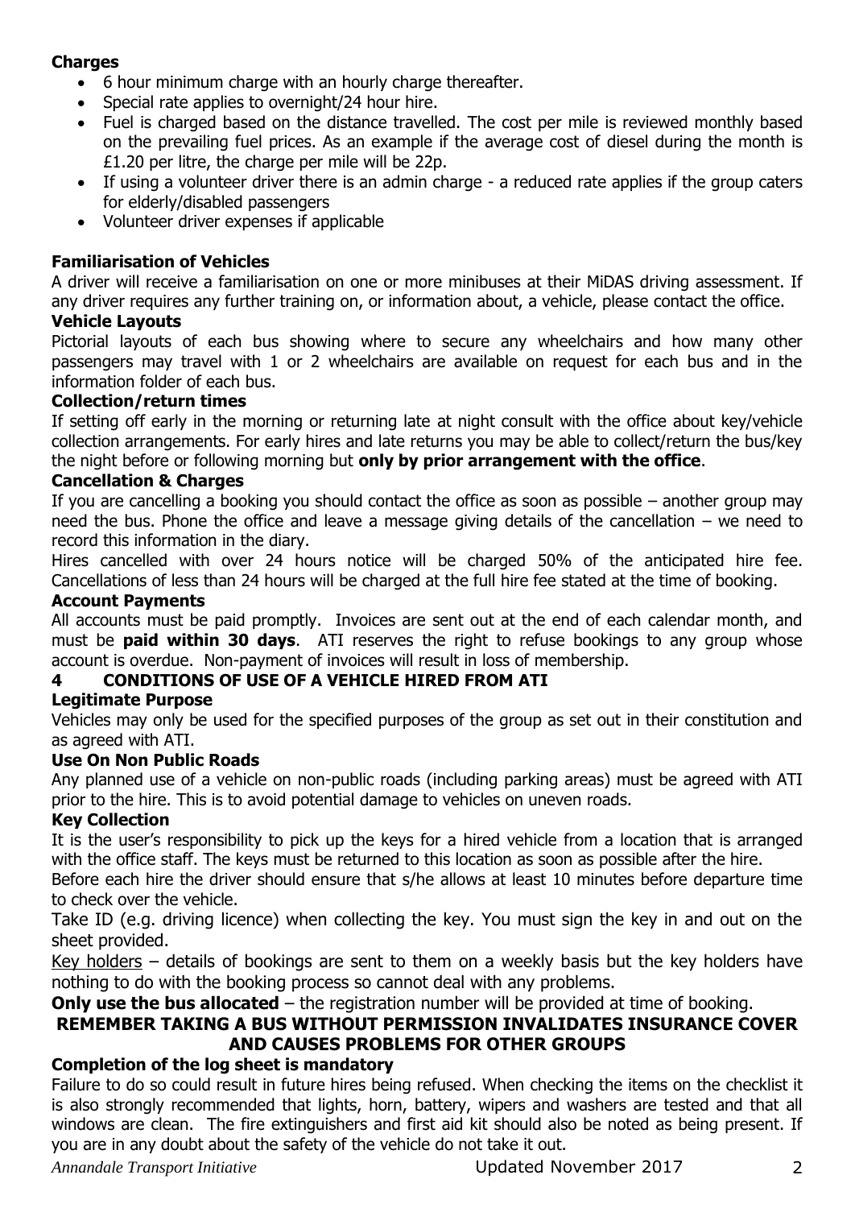**Charges**

- 6 hour minimum charge with an hourly charge thereafter.
- Special rate applies to overnight/24 hour hire.
- Fuel is charged based on the distance travelled. The cost per mile is reviewed monthly based on the prevailing fuel prices. As an example if the average cost of diesel during the month is £1.20 per litre, the charge per mile will be 22p.
- If using a volunteer driver there is an admin charge - a reduced rate applies if the group caters for elderly/disabled passengers
- Volunteer driver expenses if applicable

**Familiarisation of Vehicles**

A driver will receive a familiarisation on one or more minibuses at their MiDAS driving assessment. If any driver requires any further training on, or information about, a vehicle, please contact the office.

**Vehicle Layouts**

Pictorial layouts of each bus showing where to secure any wheelchairs and how many other passengers may travel with 1 or 2 wheelchairs are available on request for each bus and in the information folder of each bus.

**Collection/return times**

If setting off early in the morning or returning late at night consult with the office about key/vehicle collection arrangements. For early hires and late returns you may be able to collect/return the bus/key the night before or following morning but **only by prior arrangement with the office**.

**Cancellation & Charges**

If you are cancelling a booking you should contact the office as soon as possible – another group may need the bus. Phone the office and leave a message giving details of the cancellation – we need to record this information in the diary.

Hires cancelled with over 24 hours notice will be charged 50% of the anticipated hire fee. Cancellations of less than 24 hours will be charged at the full hire fee stated at the time of booking.

**Account Payments**

All accounts must be paid promptly. Invoices are sent out at the end of each calendar month, and must be **paid within 30 days**. ATI reserves the right to refuse bookings to any group whose account is overdue. Non-payment of invoices will result in loss of membership.

## 4 CONDITIONS OF USE OF A VEHICLE HIRED FROM ATI

**Legitimate Purpose**

Vehicles may only be used for the specified purposes of the group as set out in their constitution and as agreed with ATI.

**Use On Non Public Roads**

Any planned use of a vehicle on non-public roads (including parking areas) must be agreed with ATI prior to the hire. This is to avoid potential damage to vehicles on uneven roads.

**Key Collection**

It is the user's responsibility to pick up the keys for a hired vehicle from a location that is arranged with the office staff. The keys must be returned to this location as soon as possible after the hire.

Before each hire the driver should ensure that s/he allows at least 10 minutes before departure time to check over the vehicle.

Take ID (e.g. driving licence) when collecting the key. You must sign the key in and out on the sheet provided.

<u>Key holders</u> – details of bookings are sent to them on a weekly basis but the key holders have nothing to do with the booking process so cannot deal with any problems.

**Only use the bus allocated** – the registration number will be provided at time of booking.

**REMEMBER TAKING A BUS WITHOUT PERMISSION INVALIDATES INSURANCE COVER AND CAUSES PROBLEMS FOR OTHER GROUPS**

**Completion of the log sheet is mandatory**

Failure to do so could result in future hires being refused. When checking the items on the checklist it is also strongly recommended that lights, horn, battery, wipers and washers are tested and that all windows are clean. The fire extinguishers and first aid kit should also be noted as being present. If you are in any doubt about the safety of the vehicle do not take it out.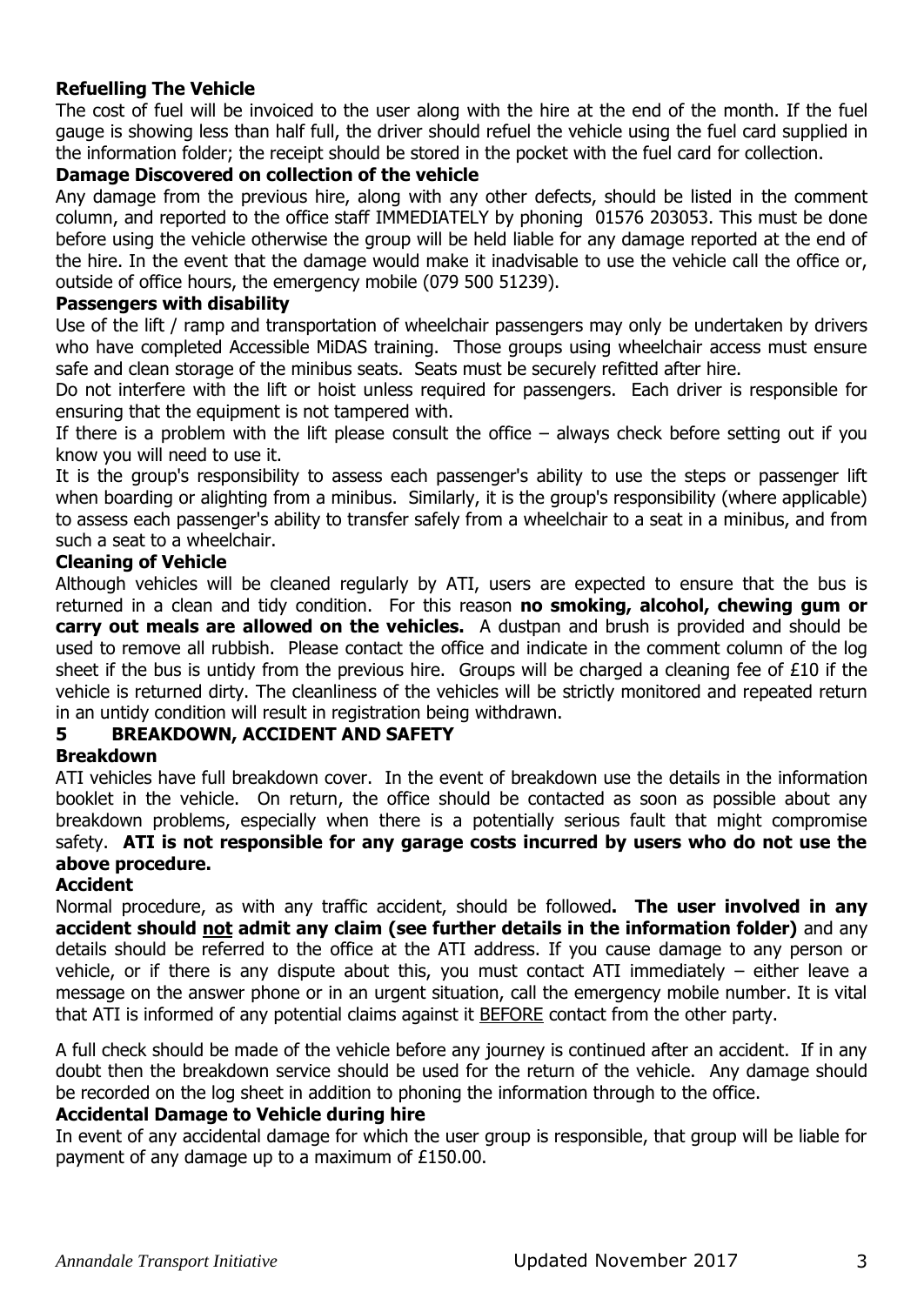### Refuelling The Vehicle

The cost of fuel will be invoiced to the user along with the hire at the end of the month. If the fuel gauge is showing less than half full, the driver should refuel the vehicle using the fuel card supplied in the information folder; the receipt should be stored in the pocket with the fuel card for collection.

### Damage Discovered on collection of the vehicle

Any damage from the previous hire, along with any other defects, should be listed in the comment column, and reported to the office staff IMMEDIATELY by phoning 01576 203053. This must be done before using the vehicle otherwise the group will be held liable for any damage reported at the end of the hire. In the event that the damage would make it inadvisable to use the vehicle call the office or, outside of office hours, the emergency mobile (079 500 51239).

### Passengers with disability

Use of the lift / ramp and transportation of wheelchair passengers may only be undertaken by drivers who have completed Accessible MiDAS training. Those groups using wheelchair access must ensure safe and clean storage of the minibus seats. Seats must be securely refitted after hire.

Do not interfere with the lift or hoist unless required for passengers. Each driver is responsible for ensuring that the equipment is not tampered with.

If there is a problem with the lift please consult the office – always check before setting out if you know you will need to use it.

It is the group's responsibility to assess each passenger's ability to use the steps or passenger lift when boarding or alighting from a minibus. Similarly, it is the group's responsibility (where applicable) to assess each passenger's ability to transfer safely from a wheelchair to a seat in a minibus, and from such a seat to a wheelchair.

### Cleaning of Vehicle

Although vehicles will be cleaned regularly by ATI, users are expected to ensure that the bus is returned in a clean and tidy condition. For this reason **no smoking, alcohol, chewing gum or carry out meals are allowed on the vehicles.** A dustpan and brush is provided and should be used to remove all rubbish. Please contact the office and indicate in the comment column of the log sheet if the bus is untidy from the previous hire. Groups will be charged a cleaning fee of £10 if the vehicle is returned dirty. The cleanliness of the vehicles will be strictly monitored and repeated return in an untidy condition will result in registration being withdrawn.

## 5 BREAKDOWN, ACCIDENT AND SAFETY

### Breakdown

ATI vehicles have full breakdown cover. In the event of breakdown use the details in the information booklet in the vehicle. On return, the office should be contacted as soon as possible about any breakdown problems, especially when there is a potentially serious fault that might compromise safety. **ATI is not responsible for any garage costs incurred by users who do not use the above procedure.**

### Accident

Normal procedure, as with any traffic accident, should be followed**. The user involved in any accident should <u>not</u> admit any claim (see further details in the information folder)** and any details should be referred to the office at the ATI address. If you cause damage to any person or vehicle, or if there is any dispute about this, you must contact ATI immediately – either leave a message on the answer phone or in an urgent situation, call the emergency mobile number. It is vital that ATI is informed of any potential claims against it <u>BEFORE</u> contact from the other party.

A full check should be made of the vehicle before any journey is continued after an accident. If in any doubt then the breakdown service should be used for the return of the vehicle. Any damage should be recorded on the log sheet in addition to phoning the information through to the office.

### Accidental Damage to Vehicle during hire

In event of any accidental damage for which the user group is responsible, that group will be liable for payment of any damage up to a maximum of £150.00.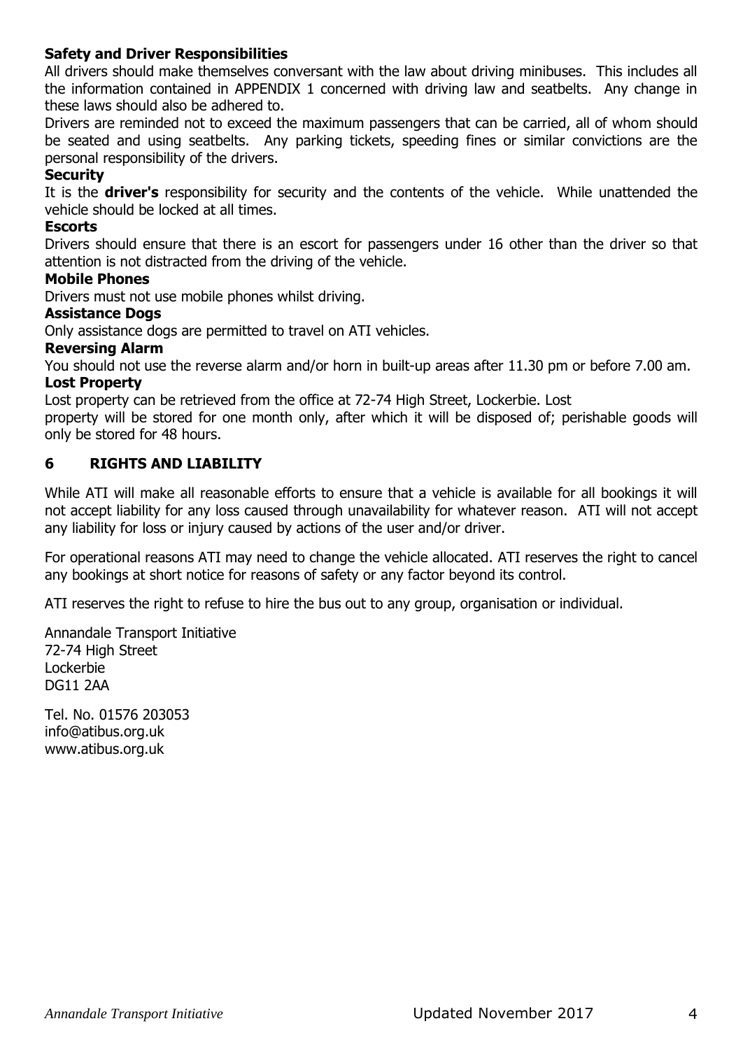### Safety and Driver Responsibilities

All drivers should make themselves conversant with the law about driving minibuses. This includes all the information contained in APPENDIX 1 concerned with driving law and seatbelts. Any change in these laws should also be adhered to.

Drivers are reminded not to exceed the maximum passengers that can be carried, all of whom should be seated and using seatbelts. Any parking tickets, speeding fines or similar convictions are the personal responsibility of the drivers.

### Security

It is the **driver's** responsibility for security and the contents of the vehicle. While unattended the vehicle should be locked at all times.

### Escorts

Drivers should ensure that there is an escort for passengers under 16 other than the driver so that attention is not distracted from the driving of the vehicle.

### Mobile Phones

Drivers must not use mobile phones whilst driving.

### Assistance Dogs

Only assistance dogs are permitted to travel on ATI vehicles.

### Reversing Alarm

You should not use the reverse alarm and/or horn in built-up areas after 11.30 pm or before 7.00 am.

### Lost Property

Lost property can be retrieved from the office at 72-74 High Street, Lockerbie. Lost property will be stored for one month only, after which it will be disposed of; perishable goods will only be stored for 48 hours.

## 6 RIGHTS AND LIABILITY

While ATI will make all reasonable efforts to ensure that a vehicle is available for all bookings it will not accept liability for any loss caused through unavailability for whatever reason. ATI will not accept any liability for loss or injury caused by actions of the user and/or driver.

For operational reasons ATI may need to change the vehicle allocated. ATI reserves the right to cancel any bookings at short notice for reasons of safety or any factor beyond its control.

ATI reserves the right to refuse to hire the bus out to any group, organisation or individual.

Annandale Transport Initiative
72-74 High Street
Lockerbie
DG11 2AA

Tel. No. 01576 203053
info@atibus.org.uk
www.atibus.org.uk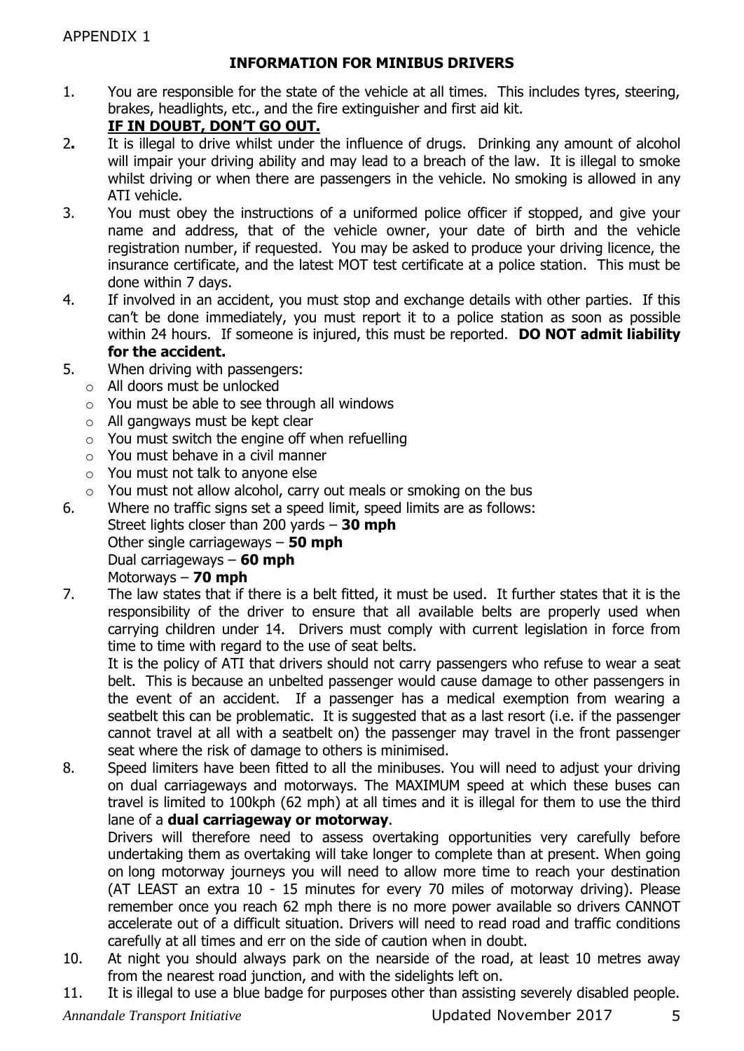APPENDIX 1

## INFORMATION FOR MINIBUS DRIVERS

1. You are responsible for the state of the vehicle at all times. This includes tyres, steering, brakes, headlights, etc., and the fire extinguisher and first aid kit.
   **IF IN DOUBT, DON'T GO OUT.**
2. It is illegal to drive whilst under the influence of drugs. Drinking any amount of alcohol will impair your driving ability and may lead to a breach of the law. It is illegal to smoke whilst driving or when there are passengers in the vehicle. No smoking is allowed in any ATI vehicle.
3. You must obey the instructions of a uniformed police officer if stopped, and give your name and address, that of the vehicle owner, your date of birth and the vehicle registration number, if requested. You may be asked to produce your driving licence, the insurance certificate, and the latest MOT test certificate at a police station. This must be done within 7 days.
4. If involved in an accident, you must stop and exchange details with other parties. If this can't be done immediately, you must report it to a police station as soon as possible within 24 hours. If someone is injured, this must be reported. **DO NOT admit liability for the accident.**
5. When driving with passengers:
   - All doors must be unlocked
   - You must be able to see through all windows
   - All gangways must be kept clear
   - You must switch the engine off when refuelling
   - You must behave in a civil manner
   - You must not talk to anyone else
   - You must not allow alcohol, carry out meals or smoking on the bus
6. Where no traffic signs set a speed limit, speed limits are as follows:
   Street lights closer than 200 yards – **30 mph**
   Other single carriageways – **50 mph**
   Dual carriageways – **60 mph**
   Motorways – **70 mph**
7. The law states that if there is a belt fitted, it must be used. It further states that it is the responsibility of the driver to ensure that all available belts are properly used when carrying children under 14. Drivers must comply with current legislation in force from time to time with regard to the use of seat belts.
   It is the policy of ATI that drivers should not carry passengers who refuse to wear a seat belt. This is because an unbelted passenger would cause damage to other passengers in the event of an accident. If a passenger has a medical exemption from wearing a seatbelt this can be problematic. It is suggested that as a last resort (i.e. if the passenger cannot travel at all with a seatbelt on) the passenger may travel in the front passenger seat where the risk of damage to others is minimised.
8. Speed limiters have been fitted to all the minibuses. You will need to adjust your driving on dual carriageways and motorways. The MAXIMUM speed at which these buses can travel is limited to 100kph (62 mph) at all times and it is illegal for them to use the third lane of a **dual carriageway or motorway**.
   Drivers will therefore need to assess overtaking opportunities very carefully before undertaking them as overtaking will take longer to complete than at present. When going on long motorway journeys you will need to allow more time to reach your destination (AT LEAST an extra 10 - 15 minutes for every 70 miles of motorway driving). Please remember once you reach 62 mph there is no more power available so drivers CANNOT accelerate out of a difficult situation. Drivers will need to read road and traffic conditions carefully at all times and err on the side of caution when in doubt.
10. At night you should always park on the nearside of the road, at least 10 metres away from the nearest road junction, and with the sidelights left on.
11. It is illegal to use a blue badge for purposes other than assisting severely disabled people.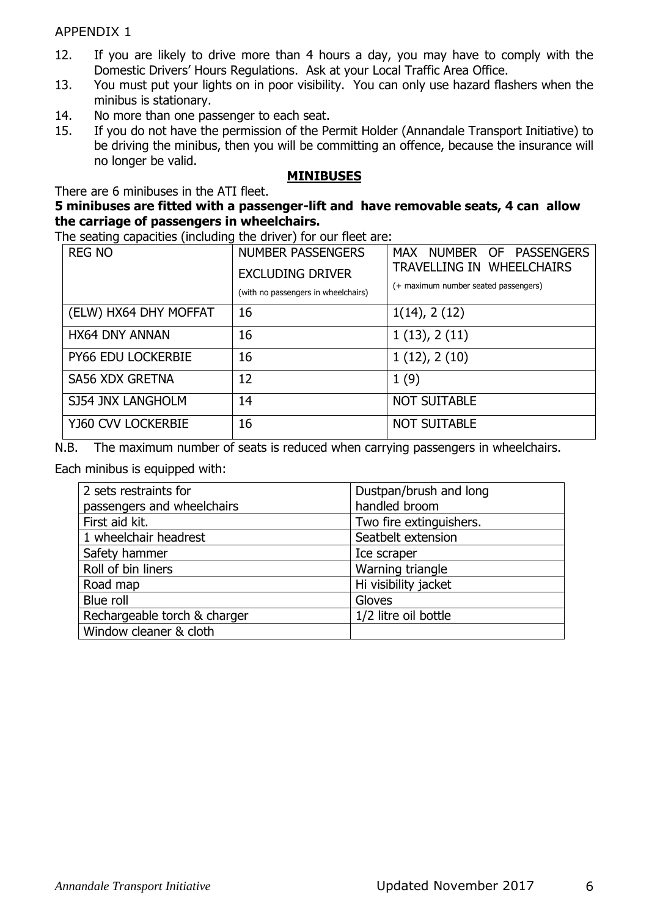APPENDIX 1

12. If you are likely to drive more than 4 hours a day, you may have to comply with the Domestic Drivers' Hours Regulations. Ask at your Local Traffic Area Office.
13. You must put your lights on in poor visibility. You can only use hazard flashers when the minibus is stationary.
14. No more than one passenger to each seat.
15. If you do not have the permission of the Permit Holder (Annandale Transport Initiative) to be driving the minibus, then you will be committing an offence, because the insurance will no longer be valid.

## MINIBUSES

There are 6 minibuses in the ATI fleet.

**5 minibuses are fitted with a passenger-lift and have removable seats, 4 can allow the carriage of passengers in wheelchairs.**

The seating capacities (including the driver) for our fleet are:

| REG NO | NUMBER PASSENGERS EXCLUDING DRIVER (with no passengers in wheelchairs) | MAX NUMBER OF PASSENGERS TRAVELLING IN WHEELCHAIRS (+ maximum number seated passengers) |
|---|---|---|
| (ELW) HX64 DHY MOFFAT | 16 | 1(14), 2 (12) |
| HX64 DNY ANNAN | 16 | 1 (13), 2 (11) |
| PY66 EDU LOCKERBIE | 16 | 1 (12), 2 (10) |
| SA56 XDX GRETNA | 12 | 1 (9) |
| SJ54 JNX LANGHOLM | 14 | NOT SUITABLE |
| YJ60 CVV LOCKERBIE | 16 | NOT SUITABLE |

N.B. The maximum number of seats is reduced when carrying passengers in wheelchairs.

Each minibus is equipped with:

| | |
|---|---|
| 2 sets restraints for passengers and wheelchairs | Dustpan/brush and long handled broom |
| First aid kit. | Two fire extinguishers. |
| 1 wheelchair headrest | Seatbelt extension |
| Safety hammer | Ice scraper |
| Roll of bin liners | Warning triangle |
| Road map | Hi visibility jacket |
| Blue roll | Gloves |
| Rechargeable torch & charger | 1/2 litre oil bottle |
| Window cleaner & cloth | |